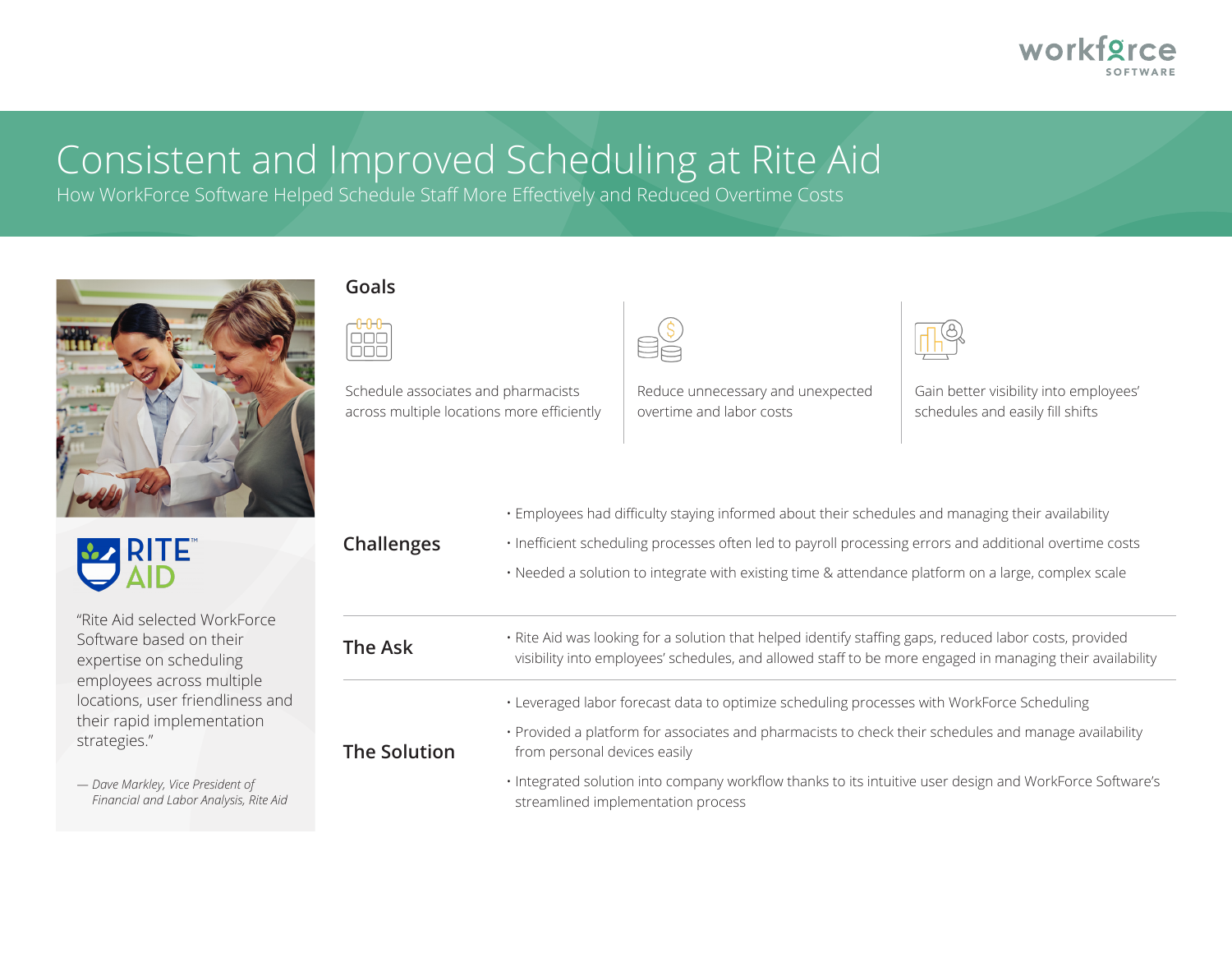# Consistent and Improved Scheduling at Rite Aid

How WorkForce Software Helped Schedule Staff More Effectively and Reduced Overtime Costs

## Goals

- Schedule associates and pharmacists across multiple locations more efficiently
- Reduce unnecessary and unexpected overtime and labor costs
- Gain better visibility into employees' schedules and easily fill shifts

## Challenges

- Employees had difficulty staying informed about their schedules and managing their availability
- Inefficient scheduling processes often led to payroll processing errors and additional overtime costs
- Needed a solution to integrate with existing time & attendance platform on a large, complex scale

## The Ask

- Rite Aid was looking for a solution that helped identify staffing gaps, reduced labor costs, provided visibility into employees' schedules, and allowed staff to be more engaged in managing their availability

## The Solution

- Leveraged labor forecast data to optimize scheduling processes with WorkForce Scheduling
- Provided a platform for associates and pharmacists to check their schedules and manage availability from personal devices easily
- Integrated solution into company workflow thanks to its intuitive user design and WorkForce Software's streamlined implementation process

"Rite Aid selected WorkForce Software based on their expertise on scheduling employees across multiple locations, user friendliness and their rapid implementation strategies."

*— Dave Markley, Vice President of Financial and Labor Analysis, Rite Aid*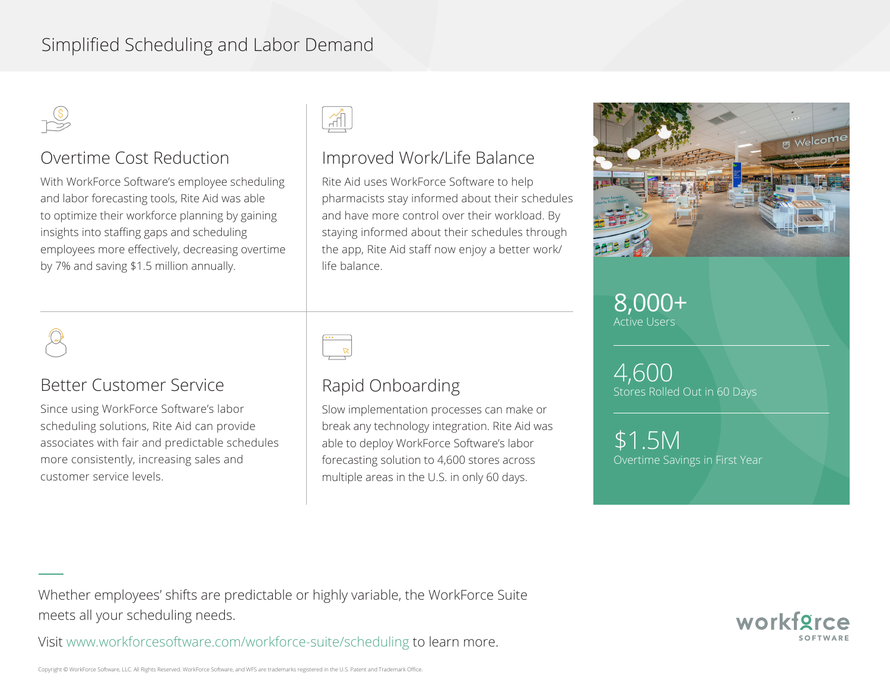# Simplified Scheduling and Labor Demand

## Overtime Cost Reduction

With WorkForce Software's employee scheduling and labor forecasting tools, Rite Aid was able to optimize their workforce planning by gaining insights into staffing gaps and scheduling employees more effectively, decreasing overtime by 7% and saving $1.5 million annually.

## Improved Work/Life Balance

Rite Aid uses WorkForce Software to help pharmacists stay informed about their schedules and have more control over their workload. By staying informed about their schedules through the app, Rite Aid staff now enjoy a better work/ life balance.

## Better Customer Service

Since using WorkForce Software's labor scheduling solutions, Rite Aid can provide associates with fair and predictable schedules more consistently, increasing sales and customer service levels.

## Rapid Onboarding

Slow implementation processes can make or break any technology integration. Rite Aid was able to deploy WorkForce Software's labor forecasting solution to 4,600 stores across multiple areas in the U.S. in only 60 days.

**8,000+**
Active Users

**4,600**
Stores Rolled Out in 60 Days

**$1.5M**
Overtime Savings in First Year

Whether employees' shifts are predictable or highly variable, the WorkForce Suite meets all your scheduling needs.

Visit www.workforcesoftware.com/workforce-suite/scheduling to learn more.

workforce SOFTWARE

Copyright © WorkForce Software, LLC. All Rights Reserved. WorkForce Software, and WFS are trademarks registered in the U.S. Patent and Trademark Office.